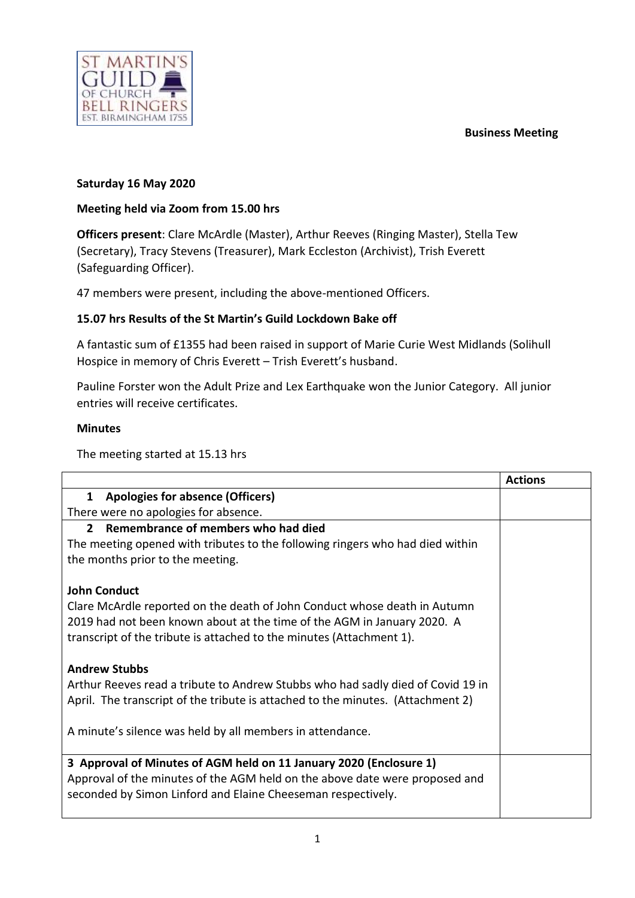**Business Meeting**

**Saturday 16 May 2020**

**Meeting held via Zoom from 15.00 hrs**

**Officers present**: Clare McArdle (Master), Arthur Reeves (Ringing Master), Stella Tew (Secretary), Tracy Stevens (Treasurer), Mark Eccleston (Archivist), Trish Everett (Safeguarding Officer).

47 members were present, including the above-mentioned Officers.

**15.07 hrs Results of the St Martin's Guild Lockdown Bake off**

A fantastic sum of £1355 had been raised in support of Marie Curie West Midlands (Solihull Hospice in memory of Chris Everett – Trish Everett's husband.

Pauline Forster won the Adult Prize and Lex Earthquake won the Junior Category. All junior entries will receive certificates.

**Minutes**

The meeting started at 15.13 hrs

| | **Actions** |
|---|---|
| **1 Apologies for absence (Officers)**<br>There were no apologies for absence. | |
| **2 Remembrance of members who had died**<br>The meeting opened with tributes to the following ringers who had died within the months prior to the meeting.<br><br>**John Conduct**<br>Clare McArdle reported on the death of John Conduct whose death in Autumn 2019 had not been known about at the time of the AGM in January 2020. A transcript of the tribute is attached to the minutes (Attachment 1).<br><br>**Andrew Stubbs**<br>Arthur Reeves read a tribute to Andrew Stubbs who had sadly died of Covid 19 in April. The transcript of the tribute is attached to the minutes. (Attachment 2)<br><br>A minute's silence was held by all members in attendance. | |
| **3 Approval of Minutes of AGM held on 11 January 2020 (Enclosure 1)**<br>Approval of the minutes of the AGM held on the above date were proposed and seconded by Simon Linford and Elaine Cheeseman respectively. | |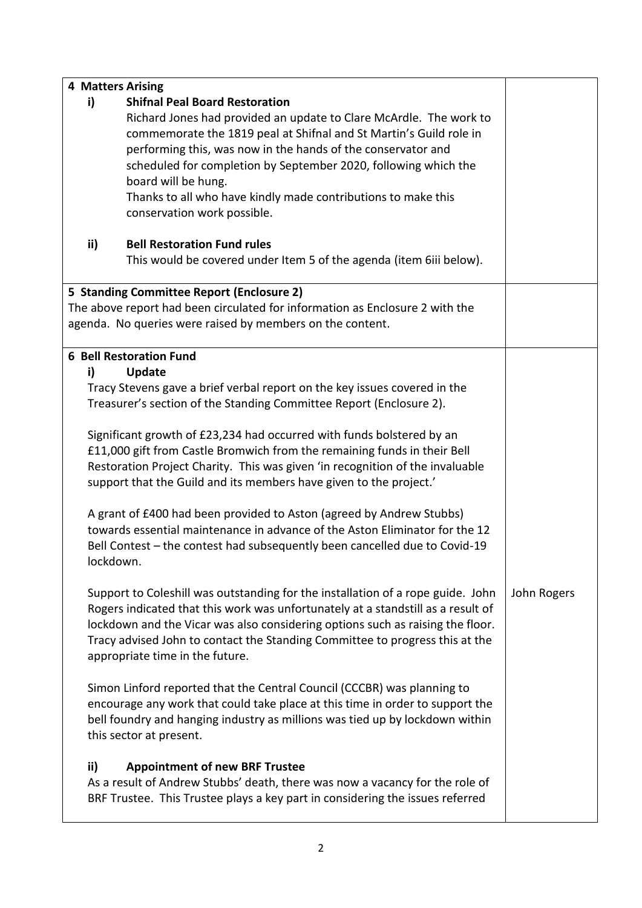| | |
|---|---|
| **4 Matters Arising**<br><br>**i) Shifnal Peal Board Restoration**<br>Richard Jones had provided an update to Clare McArdle. The work to commemorate the 1819 peal at Shifnal and St Martin's Guild role in performing this, was now in the hands of the conservator and scheduled for completion by September 2020, following which the board will be hung.<br>Thanks to all who have kindly made contributions to make this conservation work possible.<br><br>**ii) Bell Restoration Fund rules**<br>This would be covered under Item 5 of the agenda (item 6iii below). | |
| **5 Standing Committee Report (Enclosure 2)**<br>The above report had been circulated for information as Enclosure 2 with the agenda. No queries were raised by members on the content. | |
| **6 Bell Restoration Fund**<br><br>**i) Update**<br>Tracy Stevens gave a brief verbal report on the key issues covered in the Treasurer's section of the Standing Committee Report (Enclosure 2).<br><br>Significant growth of £23,234 had occurred with funds bolstered by an £11,000 gift from Castle Bromwich from the remaining funds in their Bell Restoration Project Charity. This was given 'in recognition of the invaluable support that the Guild and its members have given to the project.'<br><br>A grant of £400 had been provided to Aston (agreed by Andrew Stubbs) towards essential maintenance in advance of the Aston Eliminator for the 12 Bell Contest – the contest had subsequently been cancelled due to Covid-19 lockdown.<br><br>Support to Coleshill was outstanding for the installation of a rope guide. John Rogers indicated that this work was unfortunately at a standstill as a result of lockdown and the Vicar was also considering options such as raising the floor. Tracy advised John to contact the Standing Committee to progress this at the appropriate time in the future.<br><br>Simon Linford reported that the Central Council (CCCBR) was planning to encourage any work that could take place at this time in order to support the bell foundry and hanging industry as millions was tied up by lockdown within this sector at present.<br><br>**ii) Appointment of new BRF Trustee**<br>As a result of Andrew Stubbs' death, there was now a vacancy for the role of BRF Trustee. This Trustee plays a key part in considering the issues referred | John Rogers |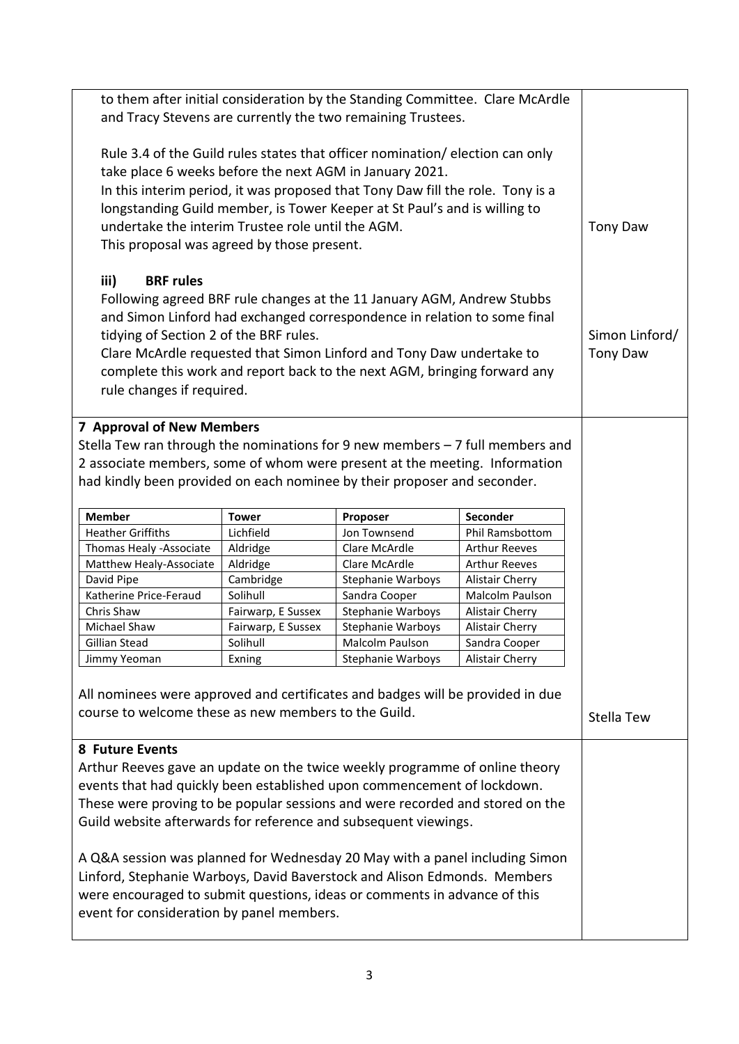to them after initial consideration by the Standing Committee. Clare McArdle and Tracy Stevens are currently the two remaining Trustees.

Rule 3.4 of the Guild rules states that officer nomination/ election can only take place 6 weeks before the next AGM in January 2021.
In this interim period, it was proposed that Tony Daw fill the role. Tony is a longstanding Guild member, is Tower Keeper at St Paul's and is willing to undertake the interim Trustee role until the AGM.
This proposal was agreed by those present.

Tony Daw

**iii) BRF rules**

Following agreed BRF rule changes at the 11 January AGM, Andrew Stubbs and Simon Linford had exchanged correspondence in relation to some final tidying of Section 2 of the BRF rules.
Clare McArdle requested that Simon Linford and Tony Daw undertake to complete this work and report back to the next AGM, bringing forward any rule changes if required.

Simon Linford/ Tony Daw

**7 Approval of New Members**

Stella Tew ran through the nominations for 9 new members – 7 full members and 2 associate members, some of whom were present at the meeting. Information had kindly been provided on each nominee by their proposer and seconder.

| Member | Tower | Proposer | Seconder |
|---|---|---|---|
| Heather Griffiths | Lichfield | Jon Townsend | Phil Ramsbottom |
| Thomas Healy -Associate | Aldridge | Clare McArdle | Arthur Reeves |
| Matthew Healy-Associate | Aldridge | Clare McArdle | Arthur Reeves |
| David Pipe | Cambridge | Stephanie Warboys | Alistair Cherry |
| Katherine Price-Feraud | Solihull | Sandra Cooper | Malcolm Paulson |
| Chris Shaw | Fairwarp, E Sussex | Stephanie Warboys | Alistair Cherry |
| Michael Shaw | Fairwarp, E Sussex | Stephanie Warboys | Alistair Cherry |
| Gillian Stead | Solihull | Malcolm Paulson | Sandra Cooper |
| Jimmy Yeoman | Exning | Stephanie Warboys | Alistair Cherry |

All nominees were approved and certificates and badges will be provided in due course to welcome these as new members to the Guild.

Stella Tew

**8 Future Events**

Arthur Reeves gave an update on the twice weekly programme of online theory events that had quickly been established upon commencement of lockdown. These were proving to be popular sessions and were recorded and stored on the Guild website afterwards for reference and subsequent viewings.

A Q&A session was planned for Wednesday 20 May with a panel including Simon Linford, Stephanie Warboys, David Baverstock and Alison Edmonds. Members were encouraged to submit questions, ideas or comments in advance of this event for consideration by panel members.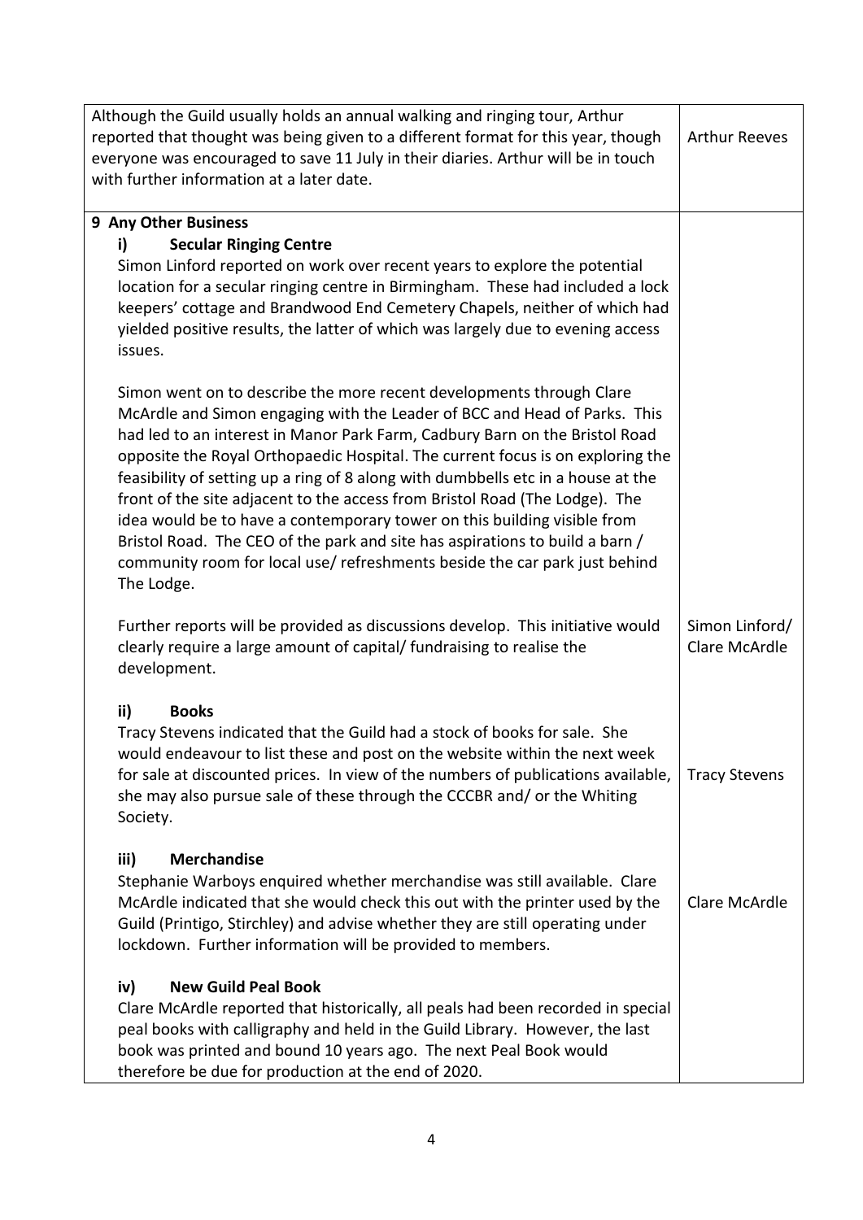| | |
|---|---|
| Although the Guild usually holds an annual walking and ringing tour, Arthur reported that thought was being given to a different format for this year, though everyone was encouraged to save 11 July in their diaries. Arthur will be in touch with further information at a later date. | Arthur Reeves |
| **9 Any Other Business** | |
| **i) Secular Ringing Centre** | |
| Simon Linford reported on work over recent years to explore the potential location for a secular ringing centre in Birmingham. These had included a lock keepers' cottage and Brandwood End Cemetery Chapels, neither of which had yielded positive results, the latter of which was largely due to evening access issues. | |
| Simon went on to describe the more recent developments through Clare McArdle and Simon engaging with the Leader of BCC and Head of Parks. This had led to an interest in Manor Park Farm, Cadbury Barn on the Bristol Road opposite the Royal Orthopaedic Hospital. The current focus is on exploring the feasibility of setting up a ring of 8 along with dumbbells etc in a house at the front of the site adjacent to the access from Bristol Road (The Lodge). The idea would be to have a contemporary tower on this building visible from Bristol Road. The CEO of the park and site has aspirations to build a barn / community room for local use/ refreshments beside the car park just behind The Lodge. | |
| Further reports will be provided as discussions develop. This initiative would clearly require a large amount of capital/ fundraising to realise the development. | Simon Linford/ Clare McArdle |
| **ii) Books** | |
| Tracy Stevens indicated that the Guild had a stock of books for sale. She would endeavour to list these and post on the website within the next week for sale at discounted prices. In view of the numbers of publications available, she may also pursue sale of these through the CCCBR and/ or the Whiting Society. | Tracy Stevens |
| **iii) Merchandise** | |
| Stephanie Warboys enquired whether merchandise was still available. Clare McArdle indicated that she would check this out with the printer used by the Guild (Printigo, Stirchley) and advise whether they are still operating under lockdown. Further information will be provided to members. | Clare McArdle |
| **iv) New Guild Peal Book** | |
| Clare McArdle reported that historically, all peals had been recorded in special peal books with calligraphy and held in the Guild Library. However, the last book was printed and bound 10 years ago. The next Peal Book would therefore be due for production at the end of 2020. | |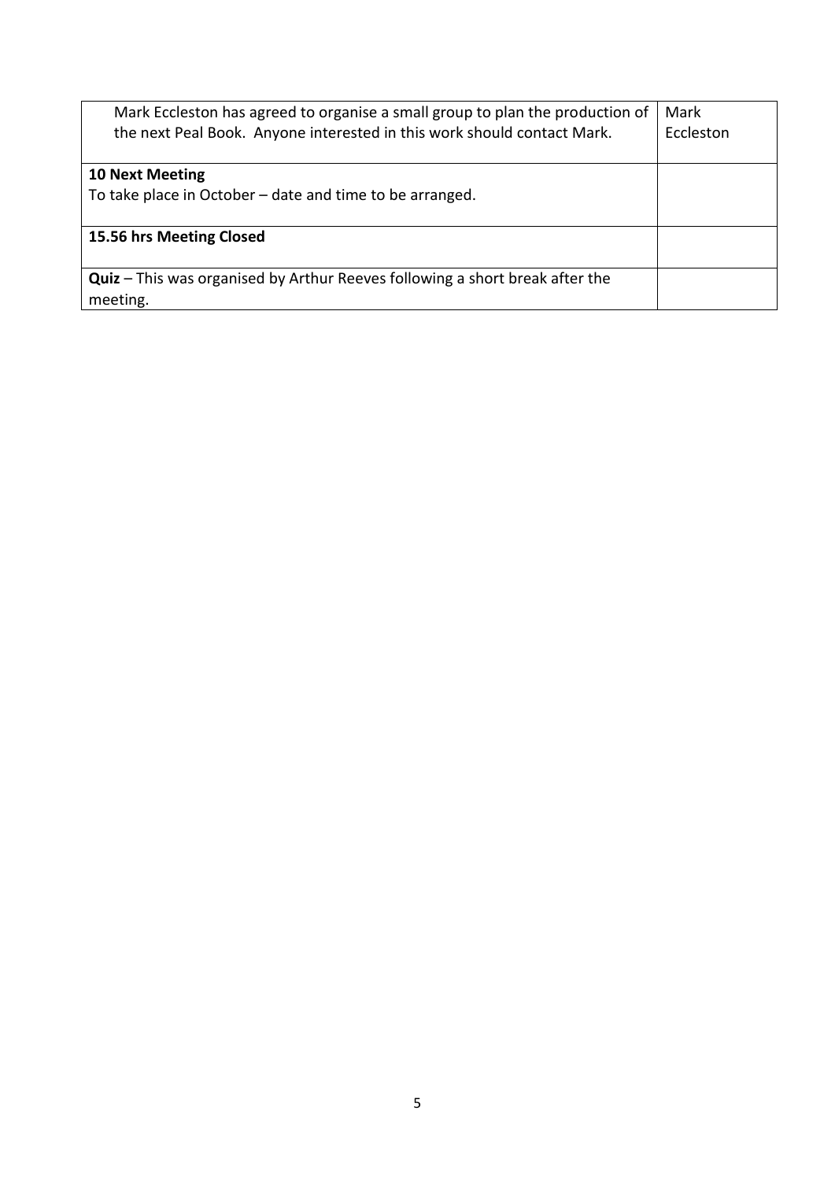| | |
|---|---|
| Mark Eccleston has agreed to organise a small group to plan the production of the next Peal Book. Anyone interested in this work should contact Mark. | Mark Eccleston |
| **10 Next Meeting**<br>To take place in October – date and time to be arranged. | |
| **15.56 hrs Meeting Closed** | |
| **Quiz** – This was organised by Arthur Reeves following a short break after the meeting. | |